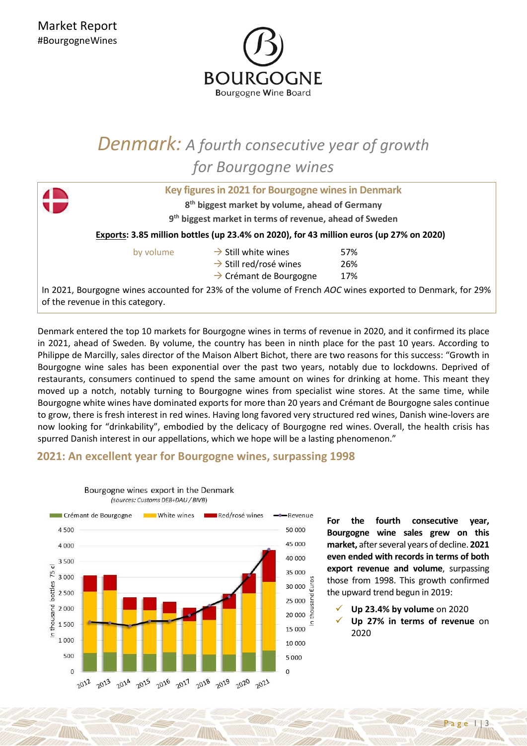Market Report
#BourgogneWines

BOURGOGNE
Bourgogne Wine Board

# *Denmark:* *A fourth consecutive year of growth for Bourgogne wines*

**Key figures in 2021 for Bourgogne wines in Denmark**

**8th biggest market by volume, ahead of Germany**

**9th biggest market in terms of revenue, ahead of Sweden**

**Exports: 3.85 million bottles (up 23.4% on 2020), for 43 million euros (up 27% on 2020)**

| by volume | → Still white wines | 57% |
|---|---|---|
| | → Still red/rosé wines | 26% |
| | → Crémant de Bourgogne | 17% |

In 2021, Bourgogne wines accounted for 23% of the volume of French *AOC* wines exported to Denmark, for 29% of the revenue in this category.

Denmark entered the top 10 markets for Bourgogne wines in terms of revenue in 2020, and it confirmed its place in 2021, ahead of Sweden. By volume, the country has been in ninth place for the past 10 years. According to Philippe de Marcilly, sales director of the Maison Albert Bichot, there are two reasons for this success: "Growth in Bourgogne wine sales has been exponential over the past two years, notably due to lockdowns. Deprived of restaurants, consumers continued to spend the same amount on wines for drinking at home. This meant they moved up a notch, notably turning to Bourgogne wines from specialist wine stores. At the same time, while Bourgogne white wines have dominated exports for more than 20 years and Crémant de Bourgogne sales continue to grow, there is fresh interest in red wines. Having long favored very structured red wines, Danish wine-lovers are now looking for "drinkability", embodied by the delicacy of Bourgogne red wines. Overall, the health crisis has spurred Danish interest in our appellations, which we hope will be a lasting phenomenon."

## 2021: An excellent year for Bourgogne wines, surpassing 1998

Bourgogne wines export in the Denmark
*(sources: Customs DEB+DAU / BIVB)*

**For the fourth consecutive year, Bourgogne wine sales grew on this market,** after several years of decline. **2021 even ended with records in terms of both export revenue and volume**, surpassing those from 1998. This growth confirmed the upward trend begun in 2019:

- **Up 23.4% by volume** on 2020
- **Up 27% in terms of revenue** on 2020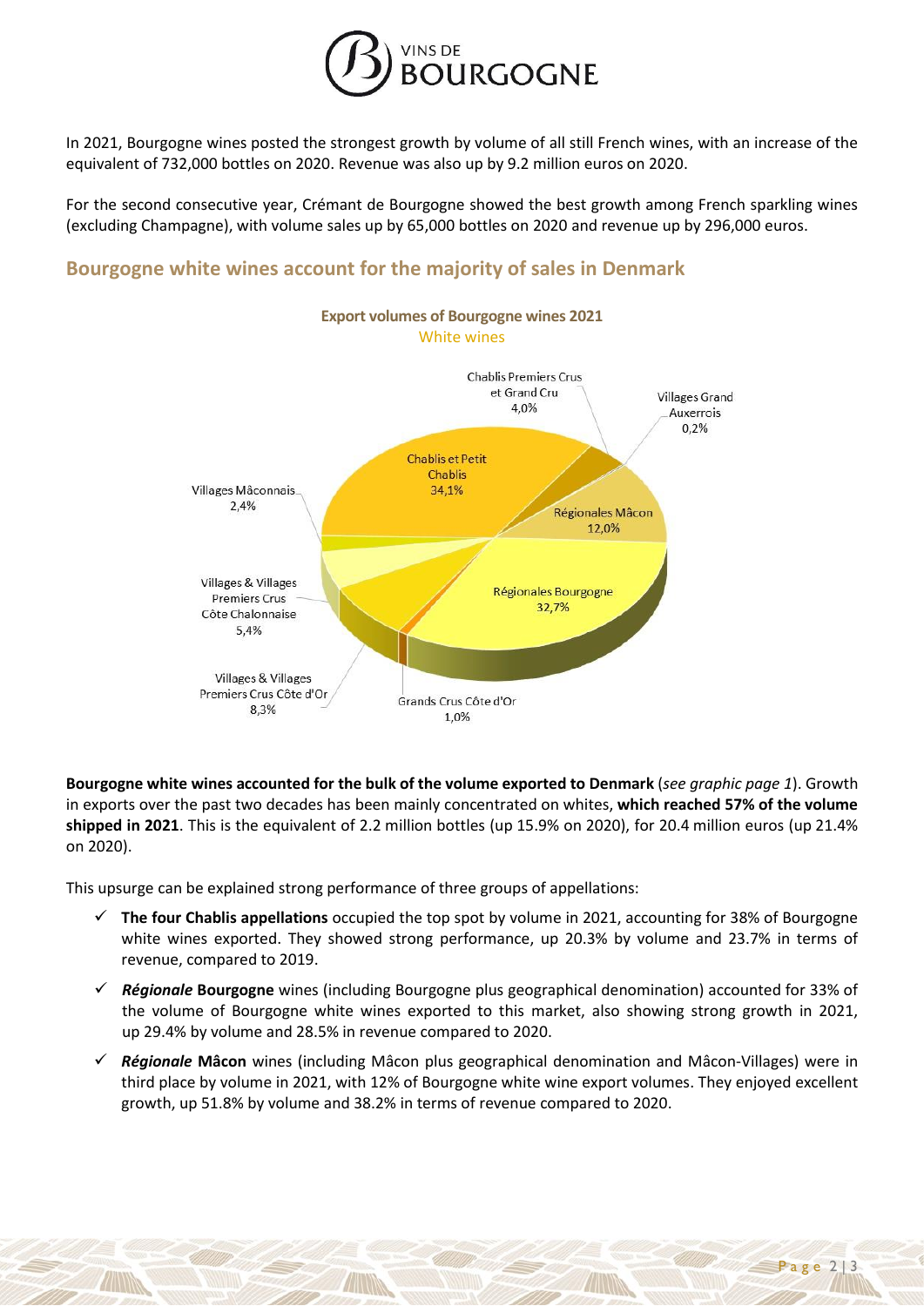In 2021, Bourgogne wines posted the strongest growth by volume of all still French wines, with an increase of the equivalent of 732,000 bottles on 2020. Revenue was also up by 9.2 million euros on 2020.

For the second consecutive year, Crémant de Bourgogne showed the best growth among French sparkling wines (excluding Champagne), with volume sales up by 65,000 bottles on 2020 and revenue up by 296,000 euros.

## Bourgogne white wines account for the majority of sales in Denmark

**Export volumes of Bourgogne wines 2021**
White wines

| Appellation | Share |
|---|---|
| Chablis et Petit Chablis | 34,1% |
| Chablis Premiers Crus et Grand Cru | 4,0% |
| Villages Grand Auxerrois | 0,2% |
| Régionales Mâcon | 12,0% |
| Régionales Bourgogne | 32,7% |
| Grands Crus Côte d'Or | 1,0% |
| Villages & Villages Premiers Crus Côte d'Or | 8,3% |
| Villages & Villages Premiers Crus Côte Chalonnaise | 5,4% |
| Villages Mâconnais | 2,4% |

**Bourgogne white wines accounted for the bulk of the volume exported to Denmark** (*see graphic page 1*). Growth in exports over the past two decades has been mainly concentrated on whites, **which reached 57% of the volume shipped in 2021**. This is the equivalent of 2.2 million bottles (up 15.9% on 2020), for 20.4 million euros (up 21.4% on 2020).

This upsurge can be explained strong performance of three groups of appellations:

- ✓ **The four Chablis appellations** occupied the top spot by volume in 2021, accounting for 38% of Bourgogne white wines exported. They showed strong performance, up 20.3% by volume and 23.7% in terms of revenue, compared to 2019.
- ✓ ***Régionale* Bourgogne** wines (including Bourgogne plus geographical denomination) accounted for 33% of the volume of Bourgogne white wines exported to this market, also showing strong growth in 2021, up 29.4% by volume and 28.5% in revenue compared to 2020.
- ✓ ***Régionale* Mâcon** wines (including Mâcon plus geographical denomination and Mâcon-Villages) were in third place by volume in 2021, with 12% of Bourgogne white wine export volumes. They enjoyed excellent growth, up 51.8% by volume and 38.2% in terms of revenue compared to 2020.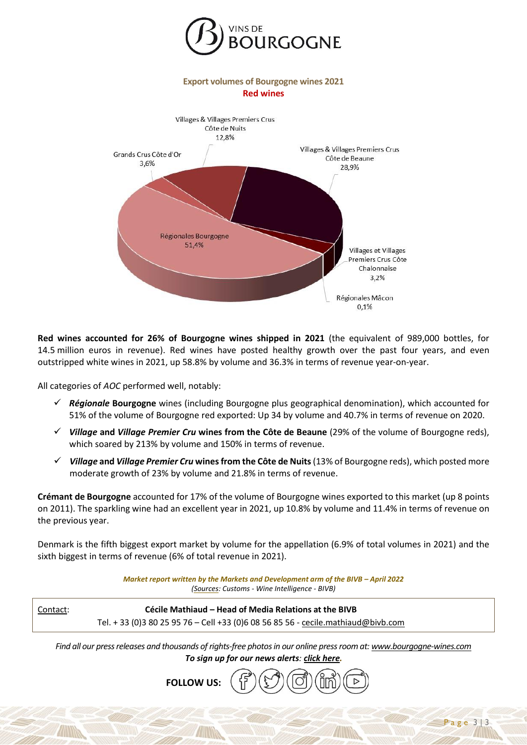VINS DE BOURGOGNE

**Export volumes of Bourgogne wines 2021**
**Red wines**

Villages & Villages Premiers Crus Côte de Nuits
12,8%

Villages & Villages Premiers Crus Côte de Beaune
28,9%

Grands Crus Côte d'Or
3,6%

Régionales Bourgogne
51,4%

Villages et Villages Premiers Crus Côte Chalonnaise
3,2%

Régionales Mâcon
0,1%

**Red wines accounted for 26% of Bourgogne wines shipped in 2021** (the equivalent of 989,000 bottles, for 14.5 million euros in revenue). Red wines have posted healthy growth over the past four years, and even outstripped white wines in 2021, up 58.8% by volume and 36.3% in terms of revenue year-on-year.

All categories of *AOC* performed well, notably:

- ***Régionale* Bourgogne** wines (including Bourgogne plus geographical denomination), which accounted for 51% of the volume of Bourgogne red exported: Up 34 by volume and 40.7% in terms of revenue on 2020.
- ***Village* and *Village Premier Cru* wines from the Côte de Beaune** (29% of the volume of Bourgogne reds), which soared by 213% by volume and 150% in terms of revenue.
- ***Village* and *Village Premier Cru* wines from the Côte de Nuits** (13% of Bourgogne reds), which posted more moderate growth of 23% by volume and 21.8% in terms of revenue.

**Crémant de Bourgogne** accounted for 17% of the volume of Bourgogne wines exported to this market (up 8 points on 2011). The sparkling wine had an excellent year in 2021, up 10.8% by volume and 11.4% in terms of revenue on the previous year.

Denmark is the fifth biggest export market by volume for the appellation (6.9% of total volumes in 2021) and the sixth biggest in terms of revenue (6% of total revenue in 2021).

***Market report written by the Markets and Development arm of the BIVB – April 2022***
*(Sources: Customs - Wine Intelligence - BIVB)*

Contact: **Cécile Mathiaud – Head of Media Relations at the BIVB**
Tel. + 33 (0)3 80 25 95 76 – Cell +33 (0)6 08 56 85 56 - cecile.mathiaud@bivb.com

*Find all our press releases and thousands of rights-free photos in our online press room at: www.bourgogne-wines.com*
***To sign up for our news alerts: click here.***

**FOLLOW US:**